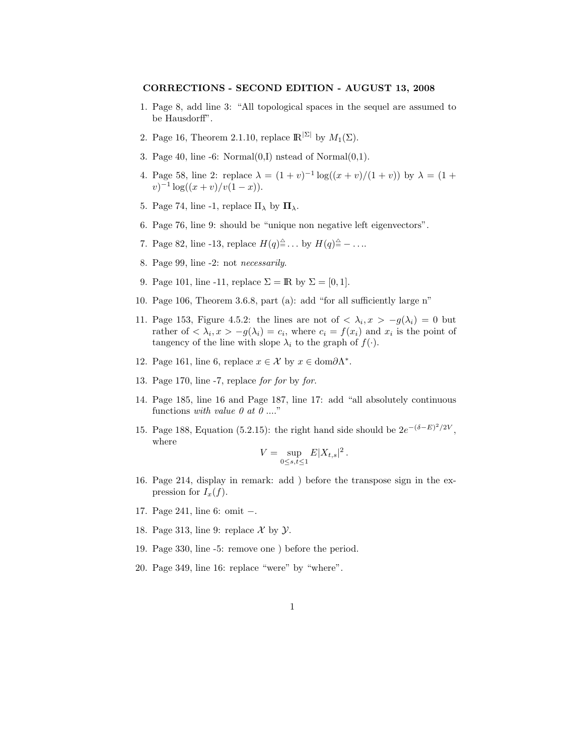**CORRECTIONS - SECOND EDITION - AUGUST 13, 2008**

1. Page 8, add line 3: "All topological spaces in the sequel are assumed to be Hausdorff".
2. Page 16, Theorem 2.1.10, replace $\mathbb{R}^{|\Sigma|}$ by $M_1(\Sigma)$.
3. Page 40, line -6: Normal(0,I) nstead of Normal(0,1).
4. Page 58, line 2: replace $\lambda = (1+v)^{-1}\log((x+v)/(1+v))$ by $\lambda = (1+v)^{-1}\log((x+v)/v(1-x))$.
5. Page 74, line -1, replace $\Pi_\lambda$ by $\mathbf{\Pi}_\lambda$.
6. Page 76, line 9: should be "unique non negative left eigenvectors".
7. Page 82, line -13, replace $H(q) \stackrel{\triangle}{=} \ldots$ by $H(q) \stackrel{\triangle}{=} -\ldots$.
8. Page 99, line -2: not *necessarily*.
9. Page 101, line -11, replace $\Sigma = \mathbb{R}$ by $\Sigma = [0,1]$.
10. Page 106, Theorem 3.6.8, part (a): add "for all sufficiently large n"
11. Page 153, Figure 4.5.2: the lines are not of $<\lambda_i, x> -g(\lambda_i) = 0$ but rather of $<\lambda_i, x> -g(\lambda_i) = c_i$, where $c_i = f(x_i)$ and $x_i$ is the point of tangency of the line with slope $\lambda_i$ to the graph of $f(\cdot)$.
12. Page 161, line 6, replace $x \in \mathcal{X}$ by $x \in \mathrm{dom}\partial\Lambda^*$.
13. Page 170, line -7, replace *for for* by *for*.
14. Page 185, line 16 and Page 187, line 17: add "all absolutely continuous functions *with value 0 at 0* ...."
15. Page 188, Equation (5.2.15): the right hand side should be $2e^{-(\delta-E)^2/2V}$, where
$$V = \sup_{0 \le s,t \le 1} E|X_{t,s}|^2 \,.$$
16. Page 214, display in remark: add ) before the transpose sign in the expression for $I_x(f)$.
17. Page 241, line 6: omit $-$.
18. Page 313, line 9: replace $\mathcal{X}$ by $\mathcal{Y}$.
19. Page 330, line -5: remove one ) before the period.
20. Page 349, line 16: replace "were" by "where".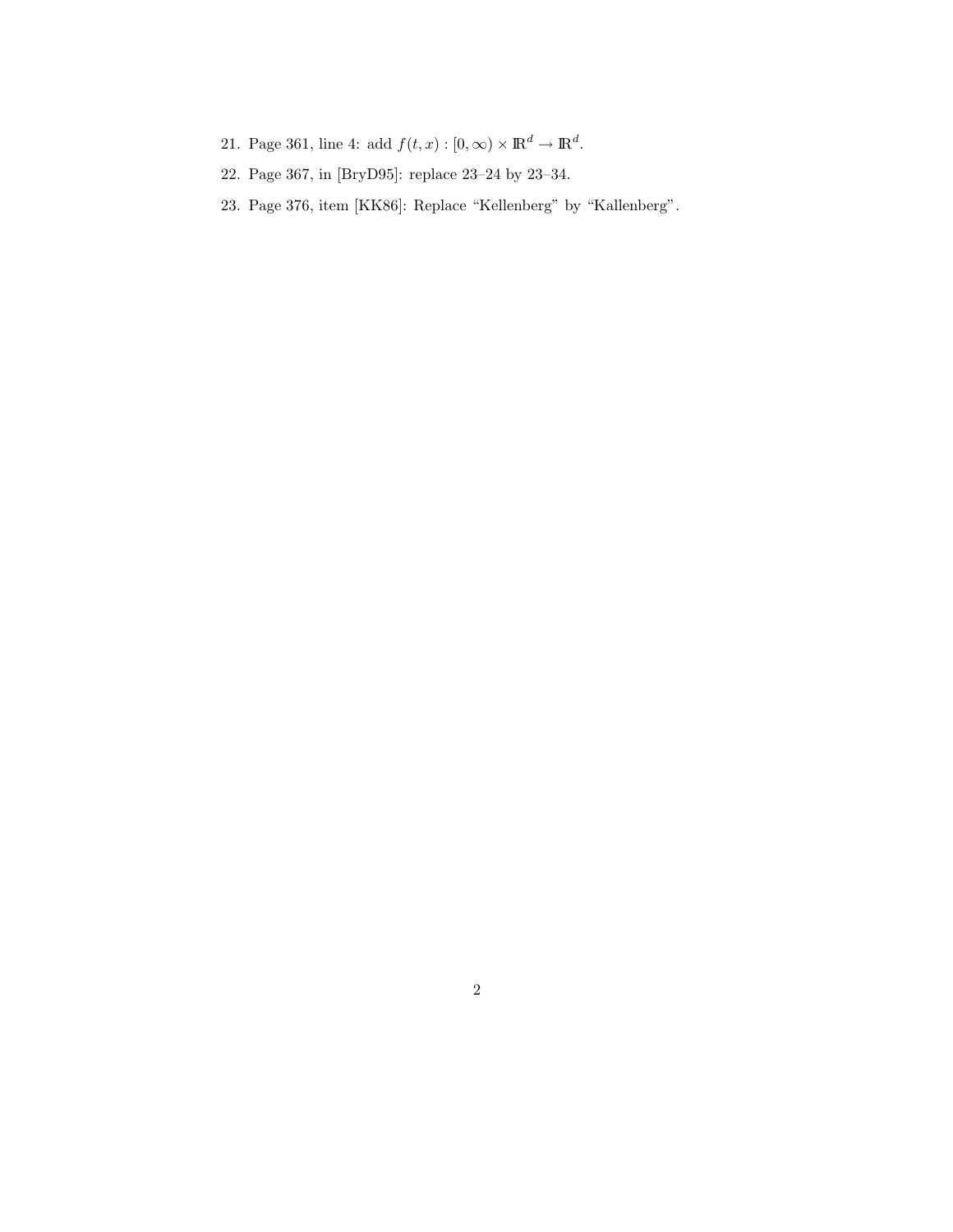21. Page 361, line 4: add $f(t,x) : [0,\infty) \times \mathbb{R}^d \to \mathbb{R}^d$.
22. Page 367, in [BryD95]: replace 23–24 by 23–34.
23. Page 376, item [KK86]: Replace "Kellenberg" by "Kallenberg".